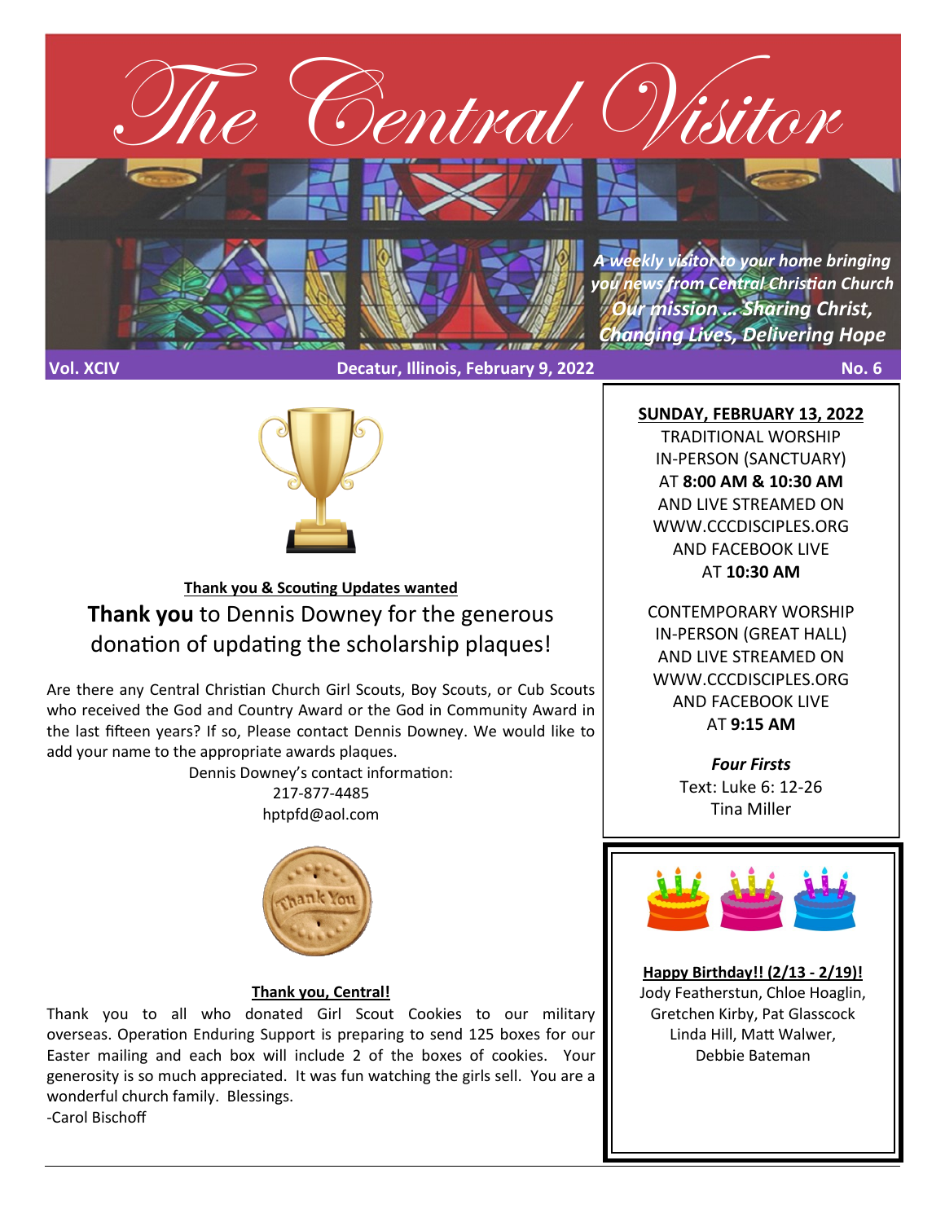# The Central Visitor

*A weekly visitor to your home bringing you news from Central Christian Church*
*Our mission ... Sharing Christ, Changing Lives, Delivering Hope*

**Vol. XCIV** **Decatur, Illinois, February 9, 2022** **No. 6**

## Thank you & Scouting Updates wanted

**Thank you** to Dennis Downey for the generous donation of updating the scholarship plaques!

Are there any Central Christian Church Girl Scouts, Boy Scouts, or Cub Scouts who received the God and Country Award or the God in Community Award in the last fifteen years? If so, Please contact Dennis Downey. We would like to add your name to the appropriate awards plaques.

Dennis Downey's contact information:
217-877-4485
hptpfd@aol.com

## Thank you, Central!

Thank you to all who donated Girl Scout Cookies to our military overseas. Operation Enduring Support is preparing to send 125 boxes for our Easter mailing and each box will include 2 of the boxes of cookies. Your generosity is so much appreciated. It was fun watching the girls sell. You are a wonderful church family. Blessings.
-Carol Bischoff

## SUNDAY, FEBRUARY 13, 2022

TRADITIONAL WORSHIP IN-PERSON (SANCTUARY) AT **8:00 AM & 10:30 AM** AND LIVE STREAMED ON WWW.CCCDISCIPLES.ORG AND FACEBOOK LIVE AT **10:30 AM**

CONTEMPORARY WORSHIP IN-PERSON (GREAT HALL) AND LIVE STREAMED ON WWW.CCCDISCIPLES.ORG AND FACEBOOK LIVE AT **9:15 AM**

***Four Firsts***
Text: Luke 6: 12-26
Tina Miller

## Happy Birthday!! (2/13 - 2/19)!

Jody Featherstun, Chloe Hoaglin, Gretchen Kirby, Pat Glasscock, Linda Hill, Matt Walwer, Debbie Bateman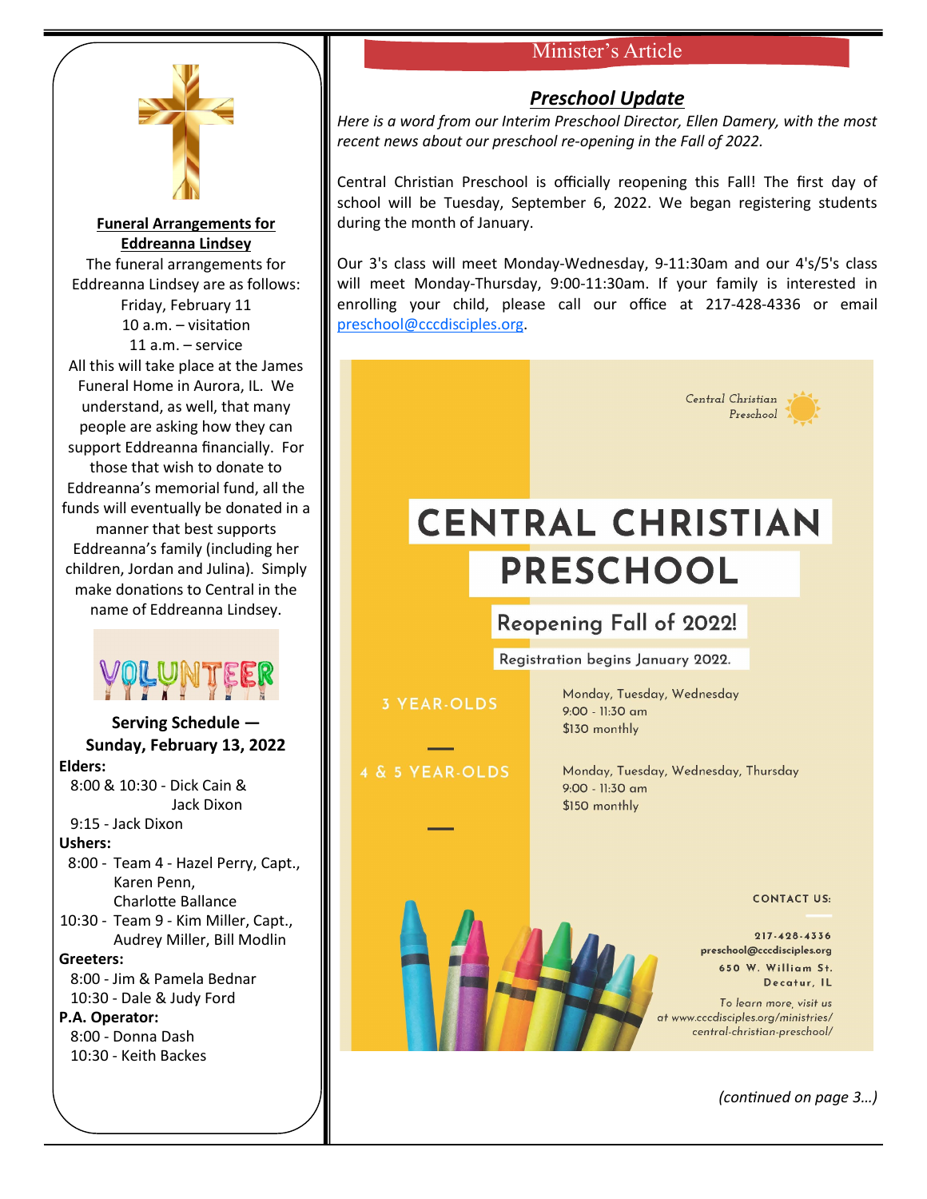## Funeral Arrangements for Eddreanna Lindsey

The funeral arrangements for Eddreanna Lindsey are as follows:
Friday, February 11
10 a.m. – visitation
11 a.m. – service
All this will take place at the James Funeral Home in Aurora, IL. We understand, as well, that many people are asking how they can support Eddreanna financially. For those that wish to donate to Eddreanna's memorial fund, all the funds will eventually be donated in a manner that best supports Eddreanna's family (including her children, Jordan and Julina). Simply make donations to Central in the name of Eddreanna Lindsey.

VOLUNTEER

### Serving Schedule — Sunday, February 13, 2022

**Elders:**
8:00 & 10:30 - Dick Cain & Jack Dixon
9:15 - Jack Dixon

**Ushers:**
8:00 - Team 4 - Hazel Perry, Capt., Karen Penn, Charlotte Ballance
10:30 - Team 9 - Kim Miller, Capt., Audrey Miller, Bill Modlin

**Greeters:**
8:00 - Jim & Pamela Bednar
10:30 - Dale & Judy Ford

**P.A. Operator:**
8:00 - Donna Dash
10:30 - Keith Backes

## Minister's Article

### Preschool Update

*Here is a word from our Interim Preschool Director, Ellen Damery, with the most recent news about our preschool re-opening in the Fall of 2022.*

Central Christian Preschool is officially reopening this Fall! The first day of school will be Tuesday, September 6, 2022. We began registering students during the month of January.

Our 3's class will meet Monday-Wednesday, 9-11:30am and our 4's/5's class will meet Monday-Thursday, 9:00-11:30am. If your family is interested in enrolling your child, please call our office at 217-428-4336 or email preschool@cccdisciples.org.

Central Christian Preschool

# CENTRAL CHRISTIAN PRESCHOOL

Reopening Fall of 2022!

Registration begins January 2022.

**3 YEAR-OLDS**
Monday, Tuesday, Wednesday
9:00 - 11:30 am
$130 monthly

**4 & 5 YEAR-OLDS**
Monday, Tuesday, Wednesday, Thursday
9:00 - 11:30 am
$150 monthly

CONTACT US:
217-428-4336
preschool@cccdisciples.org
650 W. William St.
Decatur, IL

To learn more, visit us at www.cccdisciples.org/ministries/central-christian-preschool/

*(continued on page 3…)*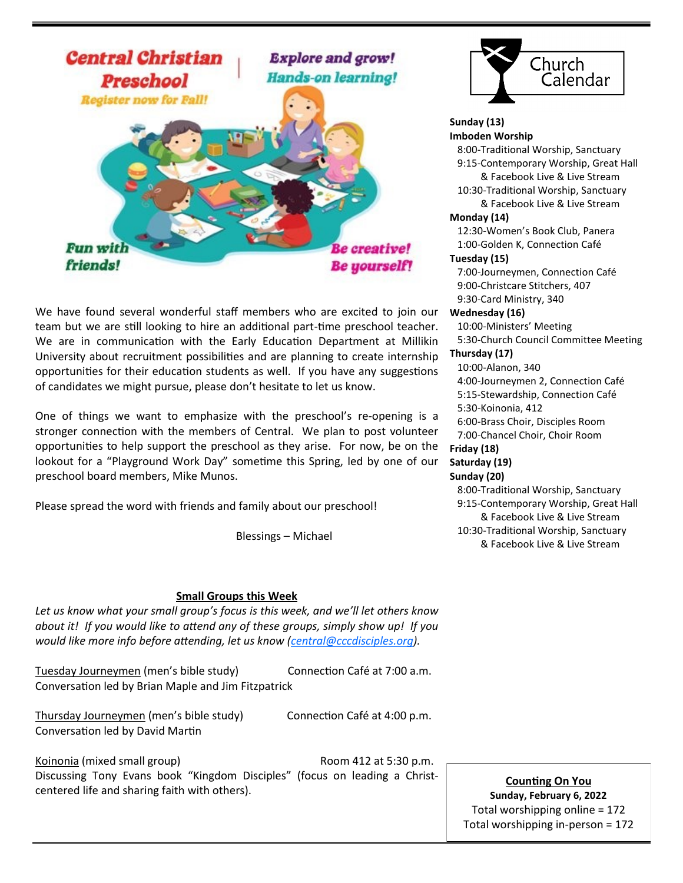## Central Christian Preschool

Register now for Fall!

Explore and grow! Hands-on learning!

Fun with friends!

Be creative! Be yourself!

We have found several wonderful staff members who are excited to join our team but we are still looking to hire an additional part-time preschool teacher. We are in communication with the Early Education Department at Millikin University about recruitment possibilities and are planning to create internship opportunities for their education students as well. If you have any suggestions of candidates we might pursue, please don't hesitate to let us know.

One of things we want to emphasize with the preschool's re-opening is a stronger connection with the members of Central. We plan to post volunteer opportunities to help support the preschool as they arise. For now, be on the lookout for a "Playground Work Day" sometime this Spring, led by one of our preschool board members, Mike Munos.

Please spread the word with friends and family about our preschool!

Blessings – Michael

## Small Groups this Week

*Let us know what your small group's focus is this week, and we'll let others know about it! If you would like to attend any of these groups, simply show up! If you would like more info before attending, let us know (central@cccdisciples.org).*

Tuesday Journeymen (men's bible study) — Connection Café at 7:00 a.m.
Conversation led by Brian Maple and Jim Fitzpatrick

Thursday Journeymen (men's bible study) — Connection Café at 4:00 p.m.
Conversation led by David Martin

Koinonia (mixed small group) — Room 412 at 5:30 p.m.
Discussing Tony Evans book "Kingdom Disciples" (focus on leading a Christ-centered life and sharing faith with others).

## Church Calendar

**Sunday (13)**
**Imboden Worship**
- 8:00-Traditional Worship, Sanctuary
- 9:15-Contemporary Worship, Great Hall & Facebook Live & Live Stream
- 10:30-Traditional Worship, Sanctuary & Facebook Live & Live Stream

**Monday (14)**
- 12:30-Women's Book Club, Panera
- 1:00-Golden K, Connection Café

**Tuesday (15)**
- 7:00-Journeymen, Connection Café
- 9:00-Christcare Stitchers, 407
- 9:30-Card Ministry, 340

**Wednesday (16)**
- 10:00-Ministers' Meeting
- 5:30-Church Council Committee Meeting

**Thursday (17)**
- 10:00-Alanon, 340
- 4:00-Journeymen 2, Connection Café
- 5:15-Stewardship, Connection Café
- 5:30-Koinonia, 412
- 6:00-Brass Choir, Disciples Room
- 7:00-Chancel Choir, Choir Room

**Friday (18)**

**Saturday (19)**

**Sunday (20)**
- 8:00-Traditional Worship, Sanctuary
- 9:15-Contemporary Worship, Great Hall & Facebook Live & Live Stream
- 10:30-Traditional Worship, Sanctuary & Facebook Live & Live Stream

## Counting On You

**Sunday, February 6, 2022**

Total worshipping online = 172
Total worshipping in-person = 172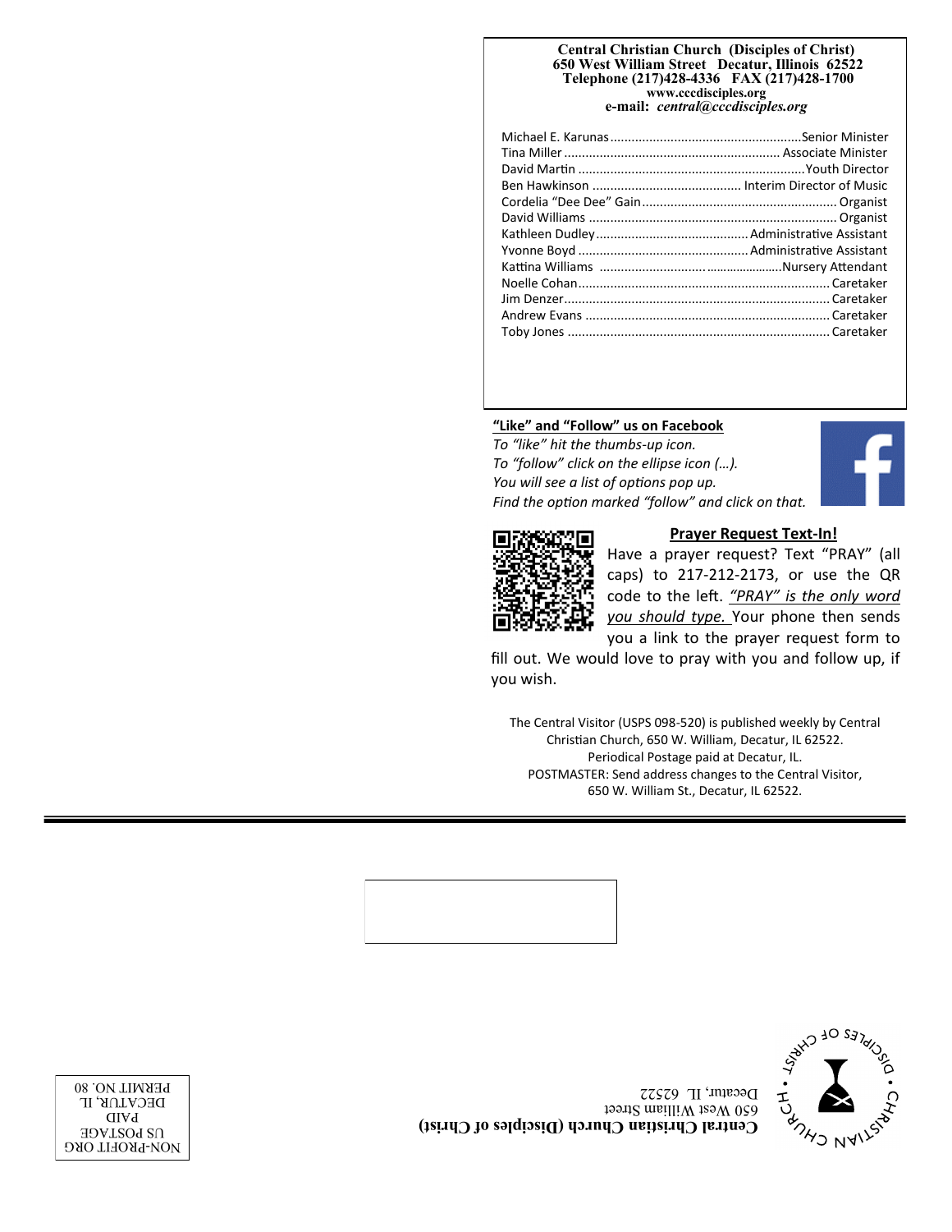**Central Christian Church (Disciples of Christ)**
**650 West William Street Decatur, Illinois 62522**
**Telephone (217)428-4336 FAX (217)428-1700**
**www.cccdisciples.org**
**e-mail:** ***central@cccdisciples.org***

| | |
|---|---|
| Michael E. Karunas | Senior Minister |
| Tina Miller | Associate Minister |
| David Martin | Youth Director |
| Ben Hawkinson | Interim Director of Music |
| Cordelia “Dee Dee” Gain | Organist |
| David Williams | Organist |
| Kathleen Dudley | Administrative Assistant |
| Yvonne Boyd | Administrative Assistant |
| Kattina Williams | Nursery Attendant |
| Noelle Cohan | Caretaker |
| Jim Denzer | Caretaker |
| Andrew Evans | Caretaker |
| Toby Jones | Caretaker |

**“Like” and “Follow” us on Facebook**

*To “like” hit the thumbs-up icon.*
*To “follow” click on the ellipse icon (…).*
*You will see a list of options pop up.*
*Find the option marked “follow” and click on that.*

**Prayer Request Text-In!**

Have a prayer request? Text “PRAY” (all caps) to 217-212-2173, or use the QR code to the left. *“PRAY” is the only word you should type.* Your phone then sends you a link to the prayer request form to fill out. We would love to pray with you and follow up, if you wish.

The Central Visitor (USPS 098-520) is published weekly by Central Christian Church, 650 W. William, Decatur, IL 62522.
Periodical Postage paid at Decatur, IL.
POSTMASTER: Send address changes to the Central Visitor, 650 W. William St., Decatur, IL 62522.

NON-PROFIT ORG
US POSTAGE
PAID
DECATUR, IL
PERMIT NO. 80

**Central Christian Church (Disciples of Christ)**
650 West William Street
Decatur, IL 62522

CHRISTIAN CHURCH • DISCIPLES OF CHRIST •